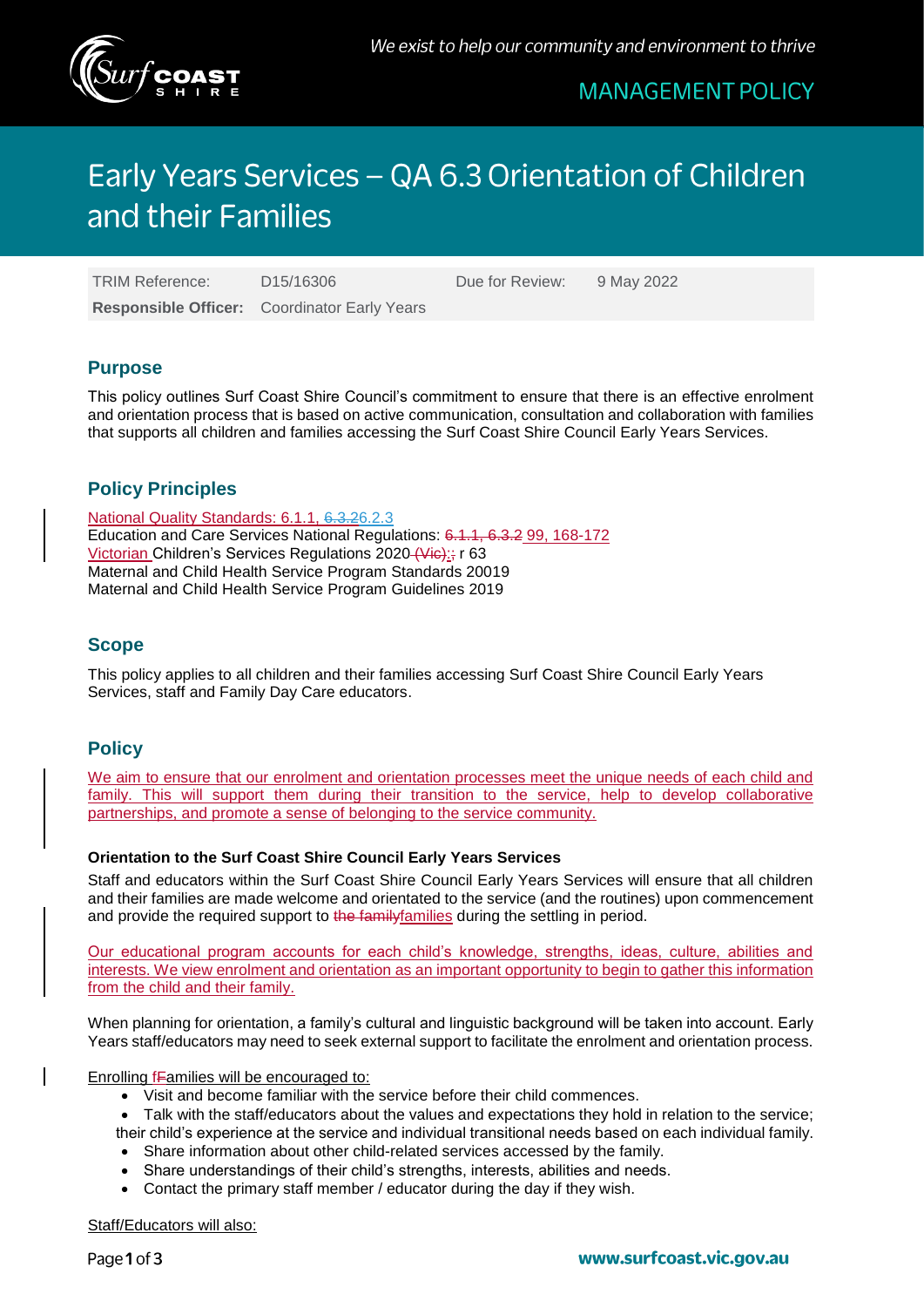# Early Years Services – QA 6.3 Orientation of Children and their Families

MANAGEMENT POLICY

| TRIM Reference: | D15/16306 | Due for Review: | 9 May 2022 |
|---|---|---|---|
| **Responsible Officer:** | Coordinator Early Years | | |

## Purpose

This policy outlines Surf Coast Shire Council's commitment to ensure that there is an effective enrolment and orientation process that is based on active communication, consultation and collaboration with families that supports all children and families accessing the Surf Coast Shire Council Early Years Services.

## Policy Principles

National Quality Standards: 6.1.1, ~~6.3.2~~6.2.3
Education and Care Services National Regulations: ~~6.1.1, 6.3.2~~ 99, 168-172
Victorian Children's Services Regulations 2020 ~~(Vic);~~; r 63
Maternal and Child Health Service Program Standards 20019
Maternal and Child Health Service Program Guidelines 2019

## Scope

This policy applies to all children and their families accessing Surf Coast Shire Council Early Years Services, staff and Family Day Care educators.

## Policy

We aim to ensure that our enrolment and orientation processes meet the unique needs of each child and family. This will support them during their transition to the service, help to develop collaborative partnerships, and promote a sense of belonging to the service community.

**Orientation to the Surf Coast Shire Council Early Years Services**

Staff and educators within the Surf Coast Shire Council Early Years Services will ensure that all children and their families are made welcome and orientated to the service (and the routines) upon commencement and provide the required support to ~~the family~~families during the settling in period.

Our educational program accounts for each child's knowledge, strengths, ideas, culture, abilities and interests. We view enrolment and orientation as an important opportunity to begin to gather this information from the child and their family.

When planning for orientation, a family's cultural and linguistic background will be taken into account. Early Years staff/educators may need to seek external support to facilitate the enrolment and orientation process.

Enrolling f~~F~~amilies will be encouraged to:

- Visit and become familiar with the service before their child commences.
- Talk with the staff/educators about the values and expectations they hold in relation to the service; their child's experience at the service and individual transitional needs based on each individual family.
- Share information about other child-related services accessed by the family.
- Share understandings of their child's strengths, interests, abilities and needs.
- Contact the primary staff member / educator during the day if they wish.

Staff/Educators will also: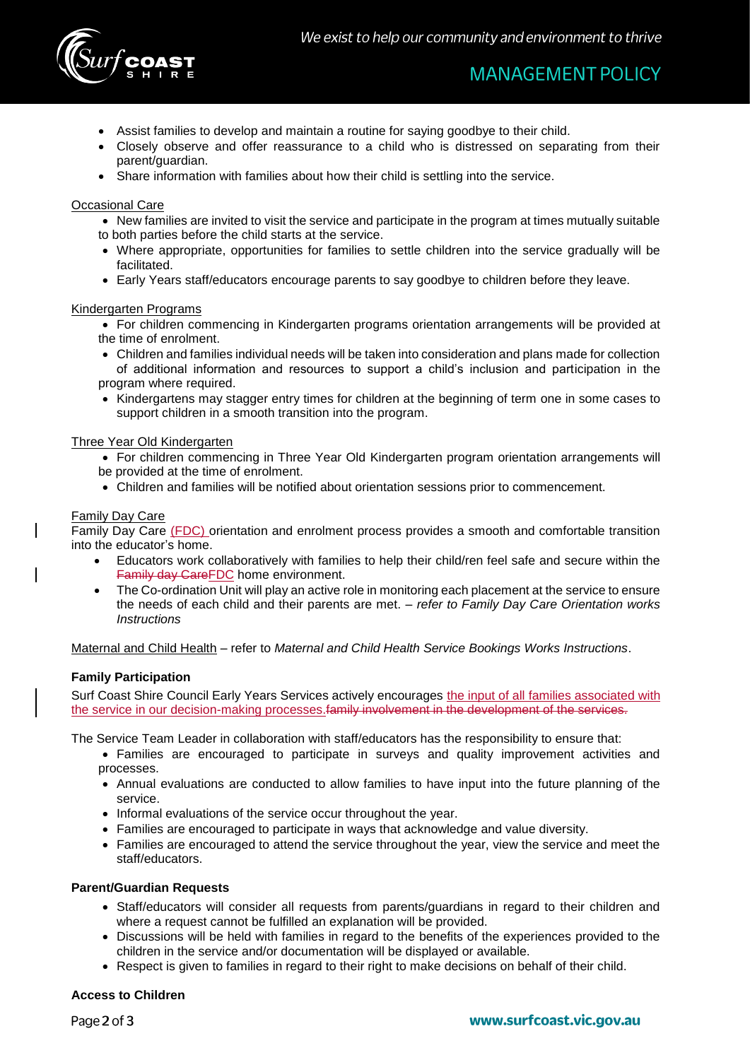- Assist families to develop and maintain a routine for saying goodbye to their child.
- Closely observe and offer reassurance to a child who is distressed on separating from their parent/guardian.
- Share information with families about how their child is settling into the service.

Occasional Care

- New families are invited to visit the service and participate in the program at times mutually suitable to both parties before the child starts at the service.
- Where appropriate, opportunities for families to settle children into the service gradually will be facilitated.
- Early Years staff/educators encourage parents to say goodbye to children before they leave.

Kindergarten Programs

- For children commencing in Kindergarten programs orientation arrangements will be provided at the time of enrolment.
- Children and families individual needs will be taken into consideration and plans made for collection of additional information and resources to support a child's inclusion and participation in the program where required.
- Kindergartens may stagger entry times for children at the beginning of term one in some cases to support children in a smooth transition into the program.

Three Year Old Kindergarten

- For children commencing in Three Year Old Kindergarten program orientation arrangements will be provided at the time of enrolment.
- Children and families will be notified about orientation sessions prior to commencement.

Family Day Care

Family Day Care (FDC) orientation and enrolment process provides a smooth and comfortable transition into the educator's home.

- Educators work collaboratively with families to help their child/ren feel safe and secure within the ~~Family day Care~~FDC home environment.
- The Co-ordination Unit will play an active role in monitoring each placement at the service to ensure the needs of each child and their parents are met. – *refer to Family Day Care Orientation works Instructions*

Maternal and Child Health – refer to *Maternal and Child Health Service Bookings Works Instructions*.

**Family Participation**

Surf Coast Shire Council Early Years Services actively encourages the input of all families associated with the service in our decision-making processes.~~family involvement in the development of the services.~~

The Service Team Leader in collaboration with staff/educators has the responsibility to ensure that:

- Families are encouraged to participate in surveys and quality improvement activities and processes.
- Annual evaluations are conducted to allow families to have input into the future planning of the service.
- Informal evaluations of the service occur throughout the year.
- Families are encouraged to participate in ways that acknowledge and value diversity.
- Families are encouraged to attend the service throughout the year, view the service and meet the staff/educators.

**Parent/Guardian Requests**

- Staff/educators will consider all requests from parents/guardians in regard to their children and where a request cannot be fulfilled an explanation will be provided.
- Discussions will be held with families in regard to the benefits of the experiences provided to the children in the service and/or documentation will be displayed or available.
- Respect is given to families in regard to their right to make decisions on behalf of their child.

**Access to Children**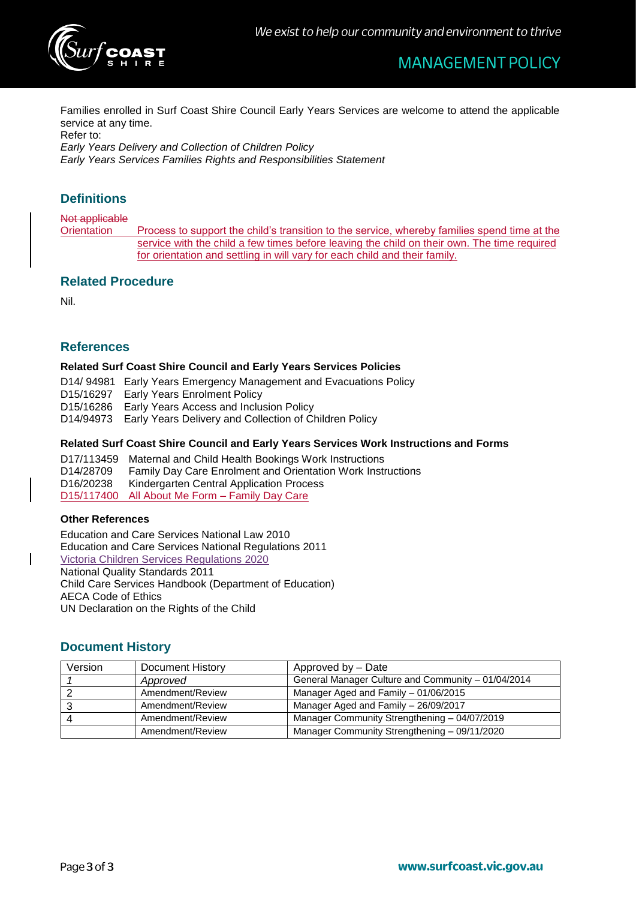Families enrolled in Surf Coast Shire Council Early Years Services are welcome to attend the applicable service at any time.
Refer to:
*Early Years Delivery and Collection of Children Policy*
*Early Years Services Families Rights and Responsibilities Statement*

## Definitions

~~Not applicable~~

Orientation Process to support the child's transition to the service, whereby families spend time at the service with the child a few times before leaving the child on their own. The time required for orientation and settling in will vary for each child and their family.

## Related Procedure

Nil.

## References

### Related Surf Coast Shire Council and Early Years Services Policies

D14/ 94981 Early Years Emergency Management and Evacuations Policy
D15/16297 Early Years Enrolment Policy
D15/16286 Early Years Access and Inclusion Policy
D14/94973 Early Years Delivery and Collection of Children Policy

### Related Surf Coast Shire Council and Early Years Services Work Instructions and Forms

D17/113459 Maternal and Child Health Bookings Work Instructions
D14/28709 Family Day Care Enrolment and Orientation Work Instructions
D16/20238 Kindergarten Central Application Process
D15/117400 All About Me Form – Family Day Care

### Other References

Education and Care Services National Law 2010
Education and Care Services National Regulations 2011
Victoria Children Services Regulations 2020
National Quality Standards 2011
Child Care Services Handbook (Department of Education)
AECA Code of Ethics
UN Declaration on the Rights of the Child

## Document History

| Version | Document History | Approved by – Date |
|---|---|---|
| *1* | *Approved* | General Manager Culture and Community – 01/04/2014 |
| 2 | Amendment/Review | Manager Aged and Family – 01/06/2015 |
| 3 | Amendment/Review | Manager Aged and Family – 26/09/2017 |
| 4 | Amendment/Review | Manager Community Strengthening – 04/07/2019 |
| | Amendment/Review | Manager Community Strengthening – 09/11/2020 |